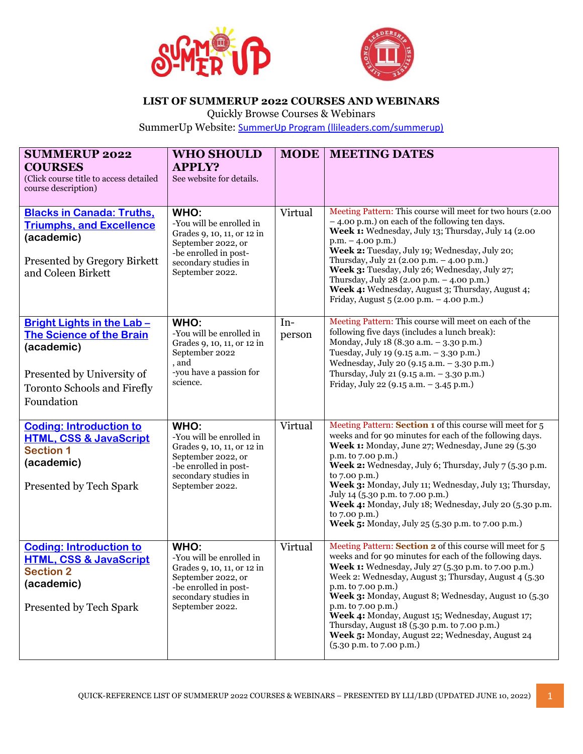# LIST OF SUMMERUP 2022 COURSES AND WEBINARS

Quickly Browse Courses & Webinars

SummerUp Website: [SummerUp Program (llileaders.com/summerup)](llileaders.com/summerup)

| SUMMERUP 2022 COURSES (Click course title to access detailed course description) | WHO SHOULD APPLY? See website for details. | MODE | MEETING DATES |
|---|---|---|---|
| **Blacks in Canada: Truths, Triumphs, and Excellence** **(academic)** Presented by Gregory Birkett and Coleen Birkett | **WHO:** -You will be enrolled in Grades 9, 10, 11, or 12 in September 2022, or -be enrolled in post-secondary studies in September 2022. | Virtual | Meeting Pattern: This course will meet for two hours (2.00 – 4.00 p.m.) on each of the following ten days. **Week 1:** Wednesday, July 13; Thursday, July 14 (2.00 p.m. – 4.00 p.m.) **Week 2:** Tuesday, July 19; Wednesday, July 20; Thursday, July 21 (2.00 p.m. – 4.00 p.m.) **Week 3:** Tuesday, July 26; Wednesday, July 27; Thursday, July 28 (2.00 p.m. – 4.00 p.m.) **Week 4:** Wednesday, August 3; Thursday, August 4; Friday, August 5 (2.00 p.m. – 4.00 p.m.) |
| **Bright Lights in the Lab – The Science of the Brain** **(academic)** Presented by University of Toronto Schools and Firefly Foundation | **WHO:** -You will be enrolled in Grades 9, 10, 11, or 12 in September 2022 , and -you have a passion for science. | In-person | Meeting Pattern: This course will meet on each of the following five days (includes a lunch break): Monday, July 18 (8.30 a.m. – 3.30 p.m.) Tuesday, July 19 (9.15 a.m. – 3.30 p.m.) Wednesday, July 20 (9.15 a.m. – 3.30 p.m.) Thursday, July 21 (9.15 a.m. – 3.30 p.m.) Friday, July 22 (9.15 a.m. – 3.45 p.m.) |
| **Coding: Introduction to HTML, CSS & JavaScript Section 1** **(academic)** Presented by Tech Spark | **WHO:** -You will be enrolled in Grades 9, 10, 11, or 12 in September 2022, or -be enrolled in post-secondary studies in September 2022. | Virtual | Meeting Pattern: **Section 1** of this course will meet for 5 weeks and for 90 minutes for each of the following days. **Week 1:** Monday, June 27; Wednesday, June 29 (5.30 p.m. to 7.00 p.m.) **Week 2:** Wednesday, July 6; Thursday, July 7 (5.30 p.m. to 7.00 p.m.) **Week 3:** Monday, July 11; Wednesday, July 13; Thursday, July 14 (5.30 p.m. to 7.00 p.m.) **Week 4:** Monday, July 18; Wednesday, July 20 (5.30 p.m. to 7.00 p.m.) **Week 5:** Monday, July 25 (5.30 p.m. to 7.00 p.m.) |
| **Coding: Introduction to HTML, CSS & JavaScript Section 2** **(academic)** Presented by Tech Spark | **WHO:** -You will be enrolled in Grades 9, 10, 11, or 12 in September 2022, or -be enrolled in post-secondary studies in September 2022. | Virtual | Meeting Pattern: **Section 2** of this course will meet for 5 weeks and for 90 minutes for each of the following days. **Week 1:** Wednesday, July 27 (5.30 p.m. to 7.00 p.m.) Week 2: Wednesday, August 3; Thursday, August 4 (5.30 p.m. to 7.00 p.m.) **Week 3:** Monday, August 8; Wednesday, August 10 (5.30 p.m. to 7.00 p.m.) **Week 4:** Monday, August 15; Wednesday, August 17; Thursday, August 18 (5.30 p.m. to 7.00 p.m.) **Week 5:** Monday, August 22; Wednesday, August 24 (5.30 p.m. to 7.00 p.m.) |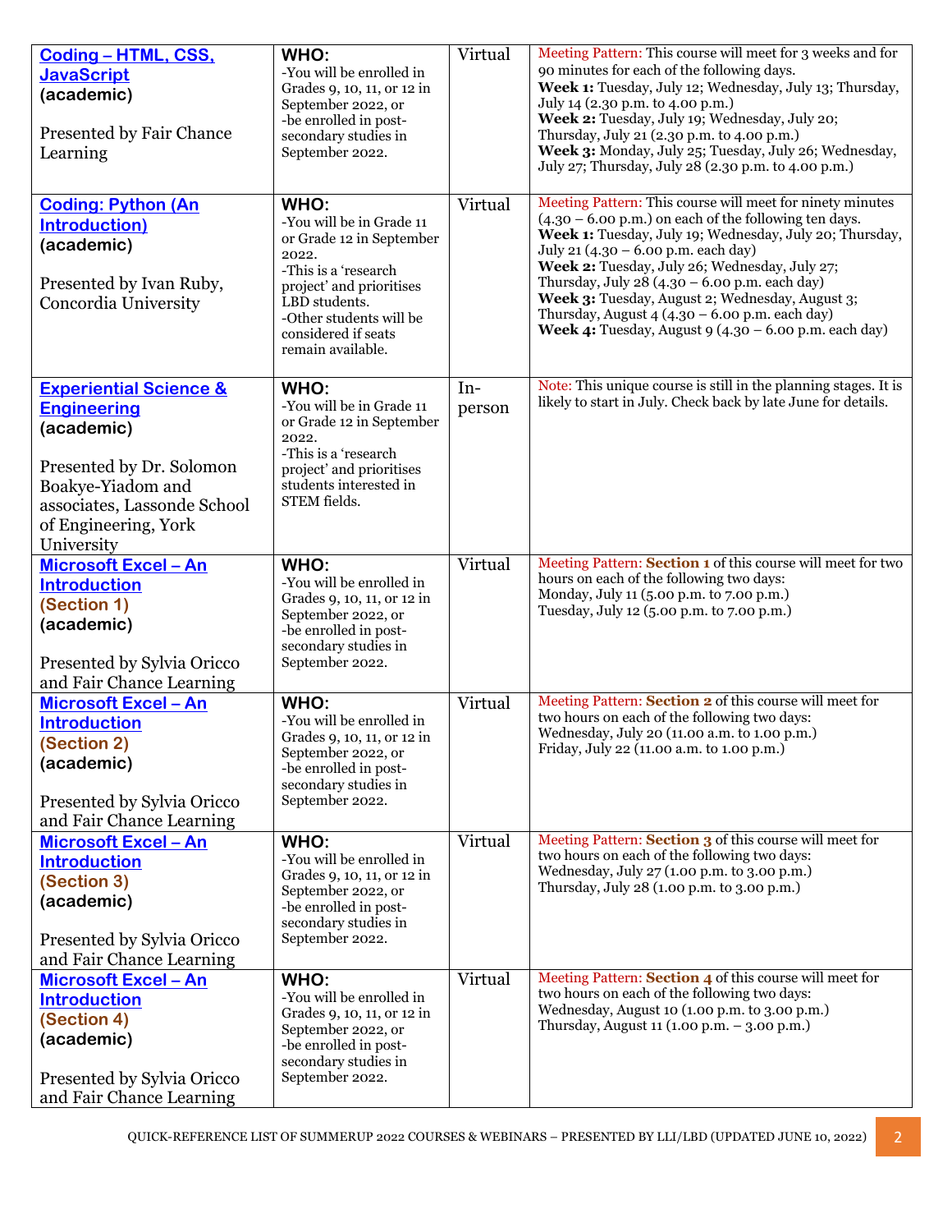| | | | |
|---|---|---|---|
| **Coding – HTML, CSS, JavaScript** **(academic)**<br><br>Presented by Fair Chance Learning | **WHO:**<br>-You will be enrolled in Grades 9, 10, 11, or 12 in September 2022, or<br>-be enrolled in post-secondary studies in September 2022. | Virtual | Meeting Pattern: This course will meet for 3 weeks and for 90 minutes for each of the following days.<br>**Week 1:** Tuesday, July 12; Wednesday, July 13; Thursday, July 14 (2.30 p.m. to 4.00 p.m.)<br>**Week 2:** Tuesday, July 19; Wednesday, July 20; Thursday, July 21 (2.30 p.m. to 4.00 p.m.)<br>**Week 3:** Monday, July 25; Tuesday, July 26; Wednesday, July 27; Thursday, July 28 (2.30 p.m. to 4.00 p.m.) |
| **Coding: Python (An Introduction)** **(academic)**<br><br>Presented by Ivan Ruby, Concordia University | **WHO:**<br>-You will be in Grade 11 or Grade 12 in September 2022.<br>-This is a 'research project' and prioritises LBD students.<br>-Other students will be considered if seats remain available. | Virtual | Meeting Pattern: This course will meet for ninety minutes (4.30 – 6.00 p.m.) on each of the following ten days.<br>**Week 1:** Tuesday, July 19; Wednesday, July 20; Thursday, July 21 (4.30 – 6.00 p.m. each day)<br>**Week 2:** Tuesday, July 26; Wednesday, July 27; Thursday, July 28 (4.30 – 6.00 p.m. each day)<br>**Week 3:** Tuesday, August 2; Wednesday, August 3; Thursday, August 4 (4.30 – 6.00 p.m. each day)<br>**Week 4:** Tuesday, August 9 (4.30 – 6.00 p.m. each day) |
| **Experiential Science & Engineering** **(academic)**<br><br>Presented by Dr. Solomon Boakye-Yiadom and associates, Lassonde School of Engineering, York University | **WHO:**<br>-You will be in Grade 11 or Grade 12 in September 2022.<br>-This is a 'research project' and prioritises students interested in STEM fields. | In-person | Note: This unique course is still in the planning stages. It is likely to start in July. Check back by late June for details. |
| **Microsoft Excel – An Introduction (Section 1)** **(academic)**<br><br>Presented by Sylvia Oricco and Fair Chance Learning | **WHO:**<br>-You will be enrolled in Grades 9, 10, 11, or 12 in September 2022, or<br>-be enrolled in post-secondary studies in September 2022. | Virtual | Meeting Pattern: **Section 1** of this course will meet for two hours on each of the following two days:<br>Monday, July 11 (5.00 p.m. to 7.00 p.m.)<br>Tuesday, July 12 (5.00 p.m. to 7.00 p.m.) |
| **Microsoft Excel – An Introduction (Section 2)** **(academic)**<br><br>Presented by Sylvia Oricco and Fair Chance Learning | **WHO:**<br>-You will be enrolled in Grades 9, 10, 11, or 12 in September 2022, or<br>-be enrolled in post-secondary studies in September 2022. | Virtual | Meeting Pattern: **Section 2** of this course will meet for two hours on each of the following two days:<br>Wednesday, July 20 (11.00 a.m. to 1.00 p.m.)<br>Friday, July 22 (11.00 a.m. to 1.00 p.m.) |
| **Microsoft Excel – An Introduction (Section 3)** **(academic)**<br><br>Presented by Sylvia Oricco and Fair Chance Learning | **WHO:**<br>-You will be enrolled in Grades 9, 10, 11, or 12 in September 2022, or<br>-be enrolled in post-secondary studies in September 2022. | Virtual | Meeting Pattern: **Section 3** of this course will meet for two hours on each of the following two days:<br>Wednesday, July 27 (1.00 p.m. to 3.00 p.m.)<br>Thursday, July 28 (1.00 p.m. to 3.00 p.m.) |
| **Microsoft Excel – An Introduction (Section 4)** **(academic)**<br><br>Presented by Sylvia Oricco and Fair Chance Learning | **WHO:**<br>-You will be enrolled in Grades 9, 10, 11, or 12 in September 2022, or<br>-be enrolled in post-secondary studies in September 2022. | Virtual | Meeting Pattern: **Section 4** of this course will meet for two hours on each of the following two days:<br>Wednesday, August 10 (1.00 p.m. to 3.00 p.m.)<br>Thursday, August 11 (1.00 p.m. – 3.00 p.m.) |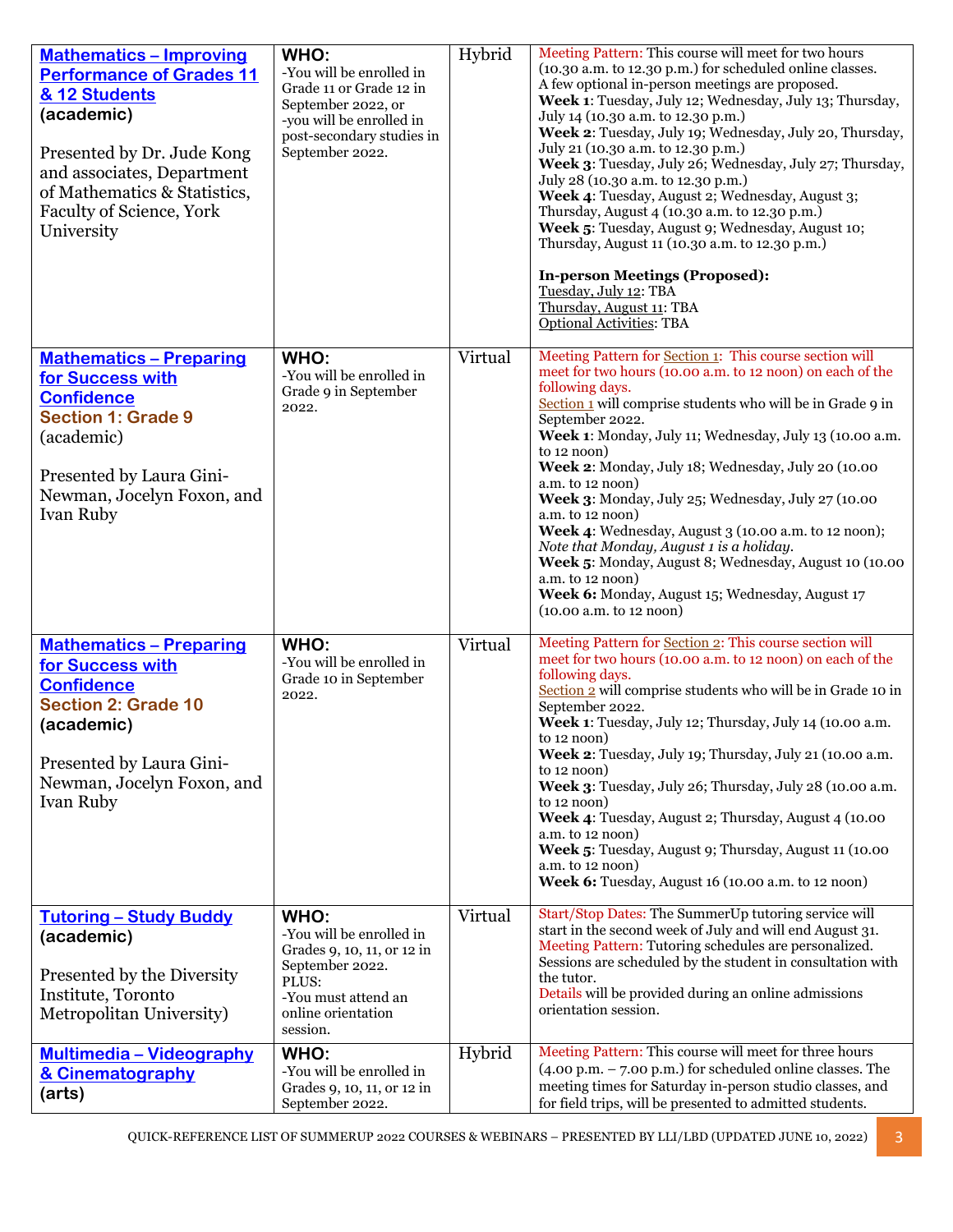| | | | |
|---|---|---|---|
| **Mathematics – Improving Performance of Grades 11 & 12 Students** **(academic)**<br><br>Presented by Dr. Jude Kong and associates, Department of Mathematics & Statistics, Faculty of Science, York University | **WHO:**<br>-You will be enrolled in Grade 11 or Grade 12 in September 2022, or<br>-you will be enrolled in post-secondary studies in September 2022. | Hybrid | Meeting Pattern: This course will meet for two hours (10.30 a.m. to 12.30 p.m.) for scheduled online classes. A few optional in-person meetings are proposed.<br>**Week 1**: Tuesday, July 12; Wednesday, July 13; Thursday, July 14 (10.30 a.m. to 12.30 p.m.)<br>**Week 2**: Tuesday, July 19; Wednesday, July 20, Thursday, July 21 (10.30 a.m. to 12.30 p.m.)<br>**Week 3**: Tuesday, July 26; Wednesday, July 27; Thursday, July 28 (10.30 a.m. to 12.30 p.m.)<br>**Week 4**: Tuesday, August 2; Wednesday, August 3; Thursday, August 4 (10.30 a.m. to 12.30 p.m.)<br>**Week 5**: Tuesday, August 9; Wednesday, August 10; Thursday, August 11 (10.30 a.m. to 12.30 p.m.)<br><br>**In-person Meetings (Proposed):**<br>Tuesday, July 12: TBA<br>Thursday, August 11: TBA<br>Optional Activities: TBA |
| **Mathematics – Preparing for Success with Confidence** **Section 1: Grade 9** (academic)<br><br>Presented by Laura Gini-Newman, Jocelyn Foxon, and Ivan Ruby | **WHO:**<br>-You will be enrolled in Grade 9 in September 2022. | Virtual | Meeting Pattern for Section 1: This course section will meet for two hours (10.00 a.m. to 12 noon) on each of the following days.<br>Section 1 will comprise students who will be in Grade 9 in September 2022.<br>**Week 1**: Monday, July 11; Wednesday, July 13 (10.00 a.m. to 12 noon)<br>**Week 2**: Monday, July 18; Wednesday, July 20 (10.00 a.m. to 12 noon)<br>**Week 3**: Monday, July 25; Wednesday, July 27 (10.00 a.m. to 12 noon)<br>**Week 4**: Wednesday, August 3 (10.00 a.m. to 12 noon); *Note that Monday, August 1 is a holiday.*<br>**Week 5**: Monday, August 8; Wednesday, August 10 (10.00 a.m. to 12 noon)<br>**Week 6:** Monday, August 15; Wednesday, August 17 (10.00 a.m. to 12 noon) |
| **Mathematics – Preparing for Success with Confidence** **Section 2: Grade 10** **(academic)**<br><br>Presented by Laura Gini-Newman, Jocelyn Foxon, and Ivan Ruby | **WHO:**<br>-You will be enrolled in Grade 10 in September 2022. | Virtual | Meeting Pattern for Section 2: This course section will meet for two hours (10.00 a.m. to 12 noon) on each of the following days.<br>Section 2 will comprise students who will be in Grade 10 in September 2022.<br>**Week 1**: Tuesday, July 12; Thursday, July 14 (10.00 a.m. to 12 noon)<br>**Week 2**: Tuesday, July 19; Thursday, July 21 (10.00 a.m. to 12 noon)<br>**Week 3**: Tuesday, July 26; Thursday, July 28 (10.00 a.m. to 12 noon)<br>**Week 4**: Tuesday, August 2; Thursday, August 4 (10.00 a.m. to 12 noon)<br>**Week 5**: Tuesday, August 9; Thursday, August 11 (10.00 a.m. to 12 noon)<br>**Week 6:** Tuesday, August 16 (10.00 a.m. to 12 noon) |
| **Tutoring – Study Buddy** **(academic)**<br><br>Presented by the Diversity Institute, Toronto Metropolitan University) | **WHO:**<br>-You will be enrolled in Grades 9, 10, 11, or 12 in September 2022.<br>PLUS:<br>-You must attend an online orientation session. | Virtual | Start/Stop Dates: The SummerUp tutoring service will start in the second week of July and will end August 31.<br>Meeting Pattern: Tutoring schedules are personalized. Sessions are scheduled by the student in consultation with the tutor.<br>Details will be provided during an online admissions orientation session. |
| **Multimedia – Videography & Cinematography** **(arts)** | **WHO:**<br>-You will be enrolled in Grades 9, 10, 11, or 12 in September 2022. | Hybrid | Meeting Pattern: This course will meet for three hours (4.00 p.m. – 7.00 p.m.) for scheduled online classes. The meeting times for Saturday in-person studio classes, and for field trips, will be presented to admitted students. |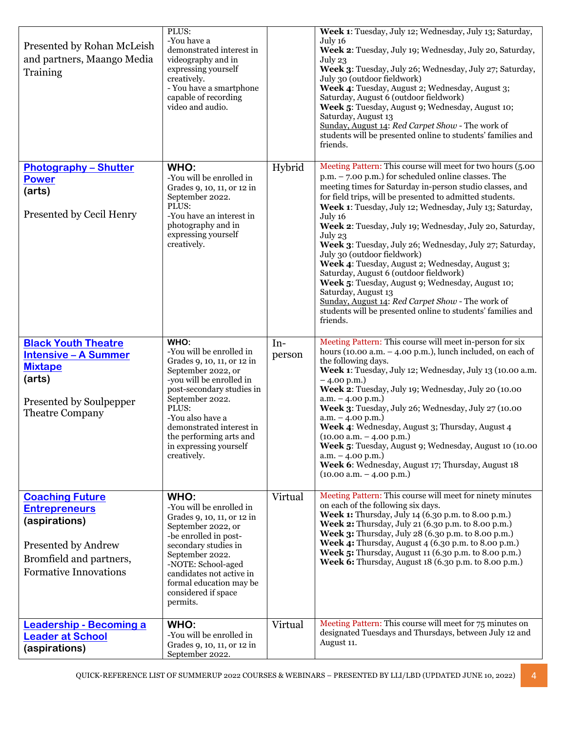| | | | |
|---|---|---|---|
| Presented by Rohan McLeish and partners, Maango Media Training | PLUS:<br>-You have a demonstrated interest in videography and in expressing yourself creatively.<br>- You have a smartphone capable of recording video and audio. | | **Week 1**: Tuesday, July 12; Wednesday, July 13; Saturday, July 16<br>**Week 2**: Tuesday, July 19; Wednesday, July 20, Saturday, July 23<br>**Week 3**: Tuesday, July 26; Wednesday, July 27; Saturday, July 30 (outdoor fieldwork)<br>**Week 4**: Tuesday, August 2; Wednesday, August 3; Saturday, August 6 (outdoor fieldwork)<br>**Week 5**: Tuesday, August 9; Wednesday, August 10; Saturday, August 13<br>Sunday, August 14: *Red Carpet Show* - The work of students will be presented online to students' families and friends. |
| **Photography – Shutter Power**<br>**(arts)**<br><br>Presented by Cecil Henry | **WHO:**<br>-You will be enrolled in Grades 9, 10, 11, or 12 in September 2022.<br>PLUS:<br>-You have an interest in photography and in expressing yourself creatively. | Hybrid | Meeting Pattern: This course will meet for two hours (5.00 p.m. – 7.00 p.m.) for scheduled online classes. The meeting times for Saturday in-person studio classes, and for field trips, will be presented to admitted students.<br>**Week 1**: Tuesday, July 12; Wednesday, July 13; Saturday, July 16<br>**Week 2**: Tuesday, July 19; Wednesday, July 20, Saturday, July 23<br>**Week 3**: Tuesday, July 26; Wednesday, July 27; Saturday, July 30 (outdoor fieldwork)<br>**Week 4**: Tuesday, August 2; Wednesday, August 3; Saturday, August 6 (outdoor fieldwork)<br>**Week 5**: Tuesday, August 9; Wednesday, August 10; Saturday, August 13<br>Sunday, August 14: *Red Carpet Show* - The work of students will be presented online to students' families and friends. |
| **Black Youth Theatre Intensive – A Summer Mixtape**<br>**(arts)**<br><br>Presented by Soulpepper Theatre Company | **WHO:**<br>-You will be enrolled in Grades 9, 10, 11, or 12 in September 2022, or<br>-you will be enrolled in post-secondary studies in September 2022.<br>PLUS:<br>-You also have a demonstrated interest in the performing arts and in expressing yourself creatively. | In-person | Meeting Pattern: This course will meet in-person for six hours (10.00 a.m. – 4.00 p.m.), lunch included, on each of the following days.<br>**Week 1**: Tuesday, July 12; Wednesday, July 13 (10.00 a.m. – 4.00 p.m.)<br>**Week 2**: Tuesday, July 19; Wednesday, July 20 (10.00 a.m. – 4.00 p.m.)<br>**Week 3**: Tuesday, July 26; Wednesday, July 27 (10.00 a.m. – 4.00 p.m.)<br>**Week 4**: Wednesday, August 3; Thursday, August 4 (10.00 a.m. – 4.00 p.m.)<br>**Week 5**: Tuesday, August 9; Wednesday, August 10 (10.00 a.m. – 4.00 p.m.)<br>**Week 6**: Wednesday, August 17; Thursday, August 18 (10.00 a.m. – 4.00 p.m.) |
| **Coaching Future Entrepreneurs**<br>**(aspirations)**<br><br>Presented by Andrew Bromfield and partners, Formative Innovations | **WHO:**<br>-You will be enrolled in Grades 9, 10, 11, or 12 in September 2022, or<br>-be enrolled in post-secondary studies in September 2022.<br>-NOTE: School-aged candidates not active in formal education may be considered if space permits. | Virtual | Meeting Pattern: This course will meet for ninety minutes on each of the following six days.<br>**Week 1:** Thursday, July 14 (6.30 p.m. to 8.00 p.m.)<br>**Week 2:** Thursday, July 21 (6.30 p.m. to 8.00 p.m.)<br>**Week 3:** Thursday, July 28 (6.30 p.m. to 8.00 p.m.)<br>**Week 4:** Thursday, August 4 (6.30 p.m. to 8.00 p.m.)<br>**Week 5:** Thursday, August 11 (6.30 p.m. to 8.00 p.m.)<br>**Week 6:** Thursday, August 18 (6.30 p.m. to 8.00 p.m.) |
| **Leadership - Becoming a Leader at School**<br>**(aspirations)** | **WHO:**<br>-You will be enrolled in Grades 9, 10, 11, or 12 in September 2022. | Virtual | Meeting Pattern: This course will meet for 75 minutes on designated Tuesdays and Thursdays, between July 12 and August 11. |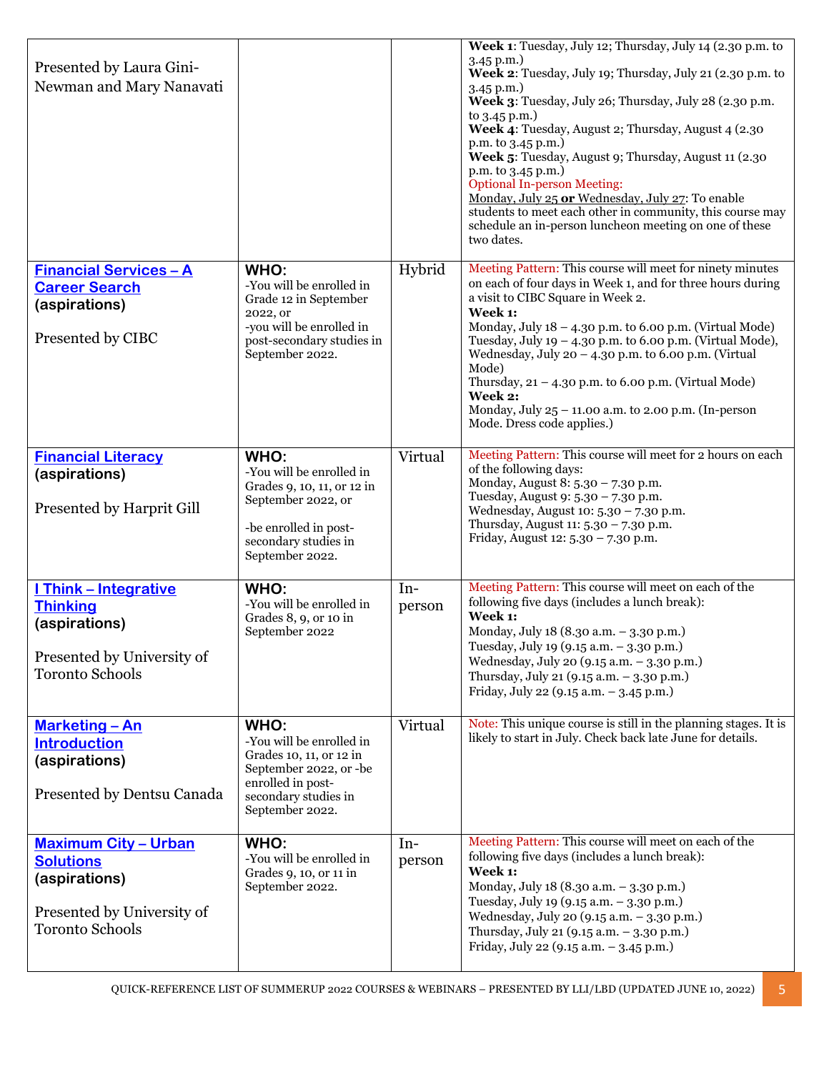| | | | |
|---|---|---|---|
| Presented by Laura Gini-Newman and Mary Nanavati | | | **Week 1**: Tuesday, July 12; Thursday, July 14 (2.30 p.m. to 3.45 p.m.)<br>**Week 2**: Tuesday, July 19; Thursday, July 21 (2.30 p.m. to 3.45 p.m.)<br>**Week 3**: Tuesday, July 26; Thursday, July 28 (2.30 p.m. to 3.45 p.m.)<br>**Week 4**: Tuesday, August 2; Thursday, August 4 (2.30 p.m. to 3.45 p.m.)<br>**Week 5**: Tuesday, August 9; Thursday, August 11 (2.30 p.m. to 3.45 p.m.)<br>Optional In-person Meeting:<br>Monday, July 25 **or** Wednesday, July 27: To enable students to meet each other in community, this course may schedule an in-person luncheon meeting on one of these two dates. |
| **Financial Services – A Career Search** **(aspirations)**<br><br>Presented by CIBC | **WHO:**<br>-You will be enrolled in Grade 12 in September 2022, or<br>-you will be enrolled in post-secondary studies in September 2022. | Hybrid | Meeting Pattern: This course will meet for ninety minutes on each of four days in Week 1, and for three hours during a visit to CIBC Square in Week 2.<br>**Week 1:**<br>Monday, July 18 – 4.30 p.m. to 6.00 p.m. (Virtual Mode)<br>Tuesday, July 19 – 4.30 p.m. to 6.00 p.m. (Virtual Mode),<br>Wednesday, July 20 – 4.30 p.m. to 6.00 p.m. (Virtual Mode)<br>Thursday, 21 – 4.30 p.m. to 6.00 p.m. (Virtual Mode)<br>**Week 2:**<br>Monday, July 25 – 11.00 a.m. to 2.00 p.m. (In-person Mode. Dress code applies.) |
| **Financial Literacy** **(aspirations)**<br><br>Presented by Harprit Gill | **WHO:**<br>-You will be enrolled in Grades 9, 10, 11, or 12 in September 2022, or<br><br>-be enrolled in post-secondary studies in September 2022. | Virtual | Meeting Pattern: This course will meet for 2 hours on each of the following days:<br>Monday, August 8: 5.30 – 7.30 p.m.<br>Tuesday, August 9: 5.30 – 7.30 p.m.<br>Wednesday, August 10: 5.30 – 7.30 p.m.<br>Thursday, August 11: 5.30 – 7.30 p.m.<br>Friday, August 12: 5.30 – 7.30 p.m. |
| **I Think – Integrative Thinking** **(aspirations)**<br><br>Presented by University of Toronto Schools | **WHO:**<br>-You will be enrolled in Grades 8, 9, or 10 in September 2022 | In-person | Meeting Pattern: This course will meet on each of the following five days (includes a lunch break):<br>**Week 1:**<br>Monday, July 18 (8.30 a.m. – 3.30 p.m.)<br>Tuesday, July 19 (9.15 a.m. – 3.30 p.m.)<br>Wednesday, July 20 (9.15 a.m. – 3.30 p.m.)<br>Thursday, July 21 (9.15 a.m. – 3.30 p.m.)<br>Friday, July 22 (9.15 a.m. – 3.45 p.m.) |
| **Marketing – An Introduction** **(aspirations)**<br><br>Presented by Dentsu Canada | **WHO:**<br>-You will be enrolled in Grades 10, 11, or 12 in September 2022, or -be enrolled in post-secondary studies in September 2022. | Virtual | Note: This unique course is still in the planning stages. It is likely to start in July. Check back late June for details. |
| **Maximum City – Urban Solutions** **(aspirations)**<br><br>Presented by University of Toronto Schools | **WHO:**<br>-You will be enrolled in Grades 9, 10, or 11 in September 2022. | In-person | Meeting Pattern: This course will meet on each of the following five days (includes a lunch break):<br>**Week 1:**<br>Monday, July 18 (8.30 a.m. – 3.30 p.m.)<br>Tuesday, July 19 (9.15 a.m. – 3.30 p.m.)<br>Wednesday, July 20 (9.15 a.m. – 3.30 p.m.)<br>Thursday, July 21 (9.15 a.m. – 3.30 p.m.)<br>Friday, July 22 (9.15 a.m. – 3.45 p.m.) |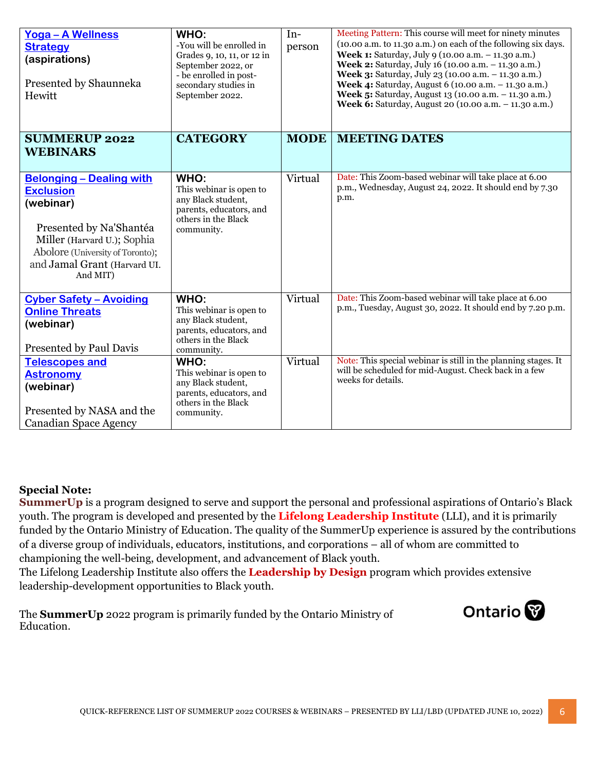| | | | |
|---|---|---|---|
| **Yoga – A Wellness Strategy** **(aspirations)** Presented by Shaunneka Hewitt | **WHO:** -You will be enrolled in Grades 9, 10, 11, or 12 in September 2022, or - be enrolled in post-secondary studies in September 2022. | In-person | Meeting Pattern: This course will meet for ninety minutes (10.00 a.m. to 11.30 a.m.) on each of the following six days. **Week 1:** Saturday, July 9 (10.00 a.m. – 11.30 a.m.) **Week 2:** Saturday, July 16 (10.00 a.m. – 11.30 a.m.) **Week 3:** Saturday, July 23 (10.00 a.m. – 11.30 a.m.) **Week 4:** Saturday, August 6 (10.00 a.m. – 11.30 a.m.) **Week 5:** Saturday, August 13 (10.00 a.m. – 11.30 a.m.) **Week 6:** Saturday, August 20 (10.00 a.m. – 11.30 a.m.) |
| **SUMMERUP 2022 WEBINARS** | **CATEGORY** | **MODE** | **MEETING DATES** |
| **Belonging – Dealing with Exclusion** **(webinar)** Presented by Na'Shantéa Miller (Harvard U.); Sophia Abolore (University of Toronto); and Jamal Grant (Harvard UI. And MIT) | **WHO:** This webinar is open to any Black student, parents, educators, and others in the Black community. | Virtual | Date: This Zoom-based webinar will take place at 6.00 p.m., Wednesday, August 24, 2022. It should end by 7.30 p.m. |
| **Cyber Safety – Avoiding Online Threats** **(webinar)** Presented by Paul Davis | **WHO:** This webinar is open to any Black student, parents, educators, and others in the Black community. | Virtual | Date: This Zoom-based webinar will take place at 6.00 p.m., Tuesday, August 30, 2022. It should end by 7.20 p.m. |
| **Telescopes and Astronomy** **(webinar)** Presented by NASA and the Canadian Space Agency | **WHO:** This webinar is open to any Black student, parents, educators, and others in the Black community. | Virtual | Note: This special webinar is still in the planning stages. It will be scheduled for mid-August. Check back in a few weeks for details. |

**Special Note:**
**SummerUp** is a program designed to serve and support the personal and professional aspirations of Ontario's Black youth. The program is developed and presented by the **Lifelong Leadership Institute** (LLI), and it is primarily funded by the Ontario Ministry of Education. The quality of the SummerUp experience is assured by the contributions of a diverse group of individuals, educators, institutions, and corporations – all of whom are committed to championing the well-being, development, and advancement of Black youth.
The Lifelong Leadership Institute also offers the **Leadership by Design** program which provides extensive leadership-development opportunities to Black youth.

The **SummerUp** 2022 program is primarily funded by the Ontario Ministry of Education.

Ontario